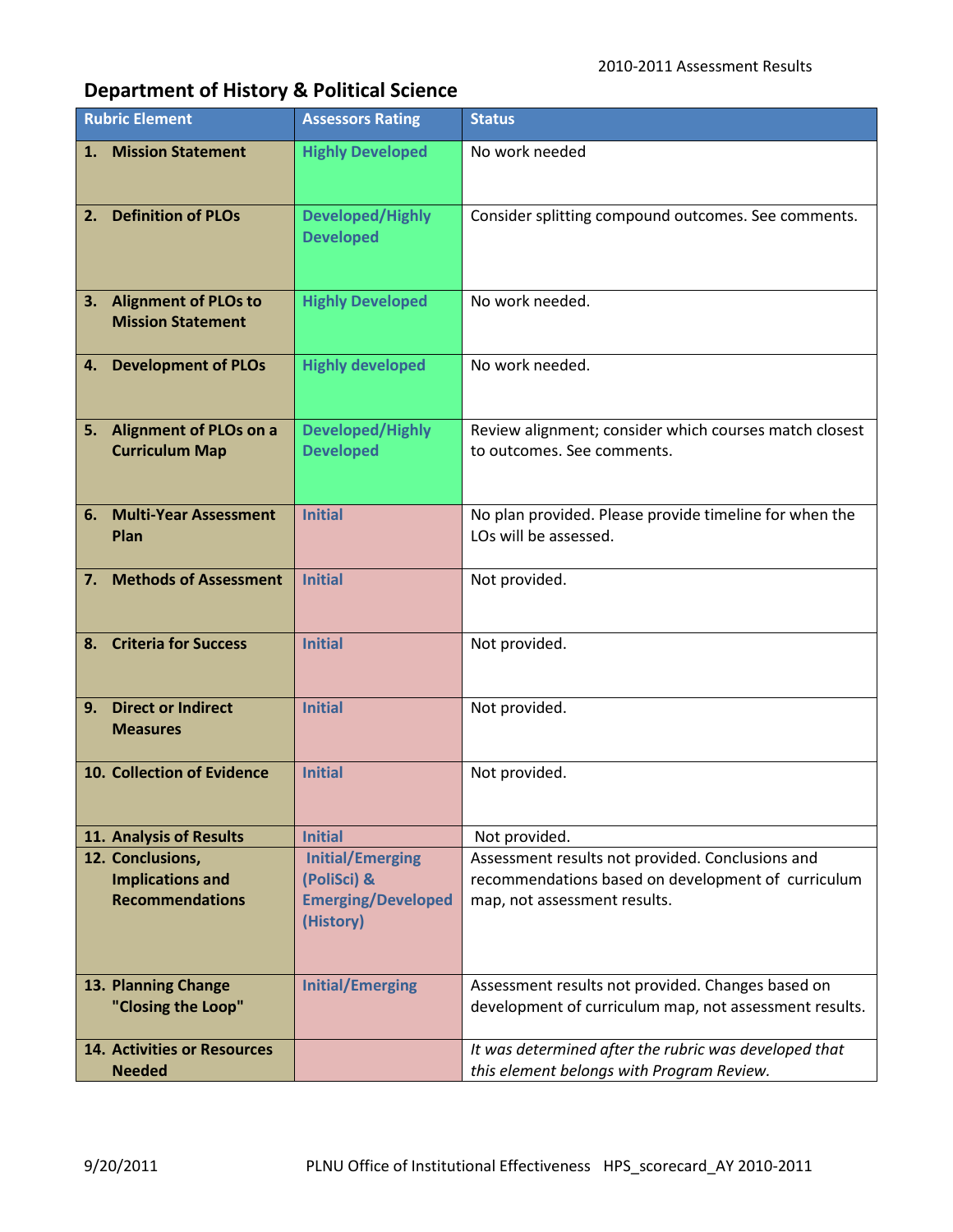2010-2011 Assessment Results

# Department of History & Political Science

| Rubric Element | Assessors Rating | Status |
|---|---|---|
| **1. Mission Statement** | **Highly Developed** | No work needed |
| **2. Definition of PLOs** | **Developed/Highly Developed** | Consider splitting compound outcomes. See comments. |
| **3. Alignment of PLOs to Mission Statement** | **Highly Developed** | No work needed. |
| **4. Development of PLOs** | **Highly developed** | No work needed. |
| **5. Alignment of PLOs on a Curriculum Map** | **Developed/Highly Developed** | Review alignment; consider which courses match closest to outcomes. See comments. |
| **6. Multi-Year Assessment Plan** | **Initial** | No plan provided. Please provide timeline for when the LOs will be assessed. |
| **7. Methods of Assessment** | **Initial** | Not provided. |
| **8. Criteria for Success** | **Initial** | Not provided. |
| **9. Direct or Indirect Measures** | **Initial** | Not provided. |
| **10. Collection of Evidence** | **Initial** | Not provided. |
| **11. Analysis of Results** | **Initial** | Not provided. |
| **12. Conclusions, Implications and Recommendations** | **Initial/Emerging (PoliSci) & Emerging/Developed (History)** | Assessment results not provided. Conclusions and recommendations based on development of curriculum map, not assessment results. |
| **13. Planning Change "Closing the Loop"** | **Initial/Emerging** | Assessment results not provided. Changes based on development of curriculum map, not assessment results. |
| **14. Activities or Resources Needed** | | *It was determined after the rubric was developed that this element belongs with Program Review.* |

9/20/2011 PLNU Office of Institutional Effectiveness HPS_scorecard_AY 2010-2011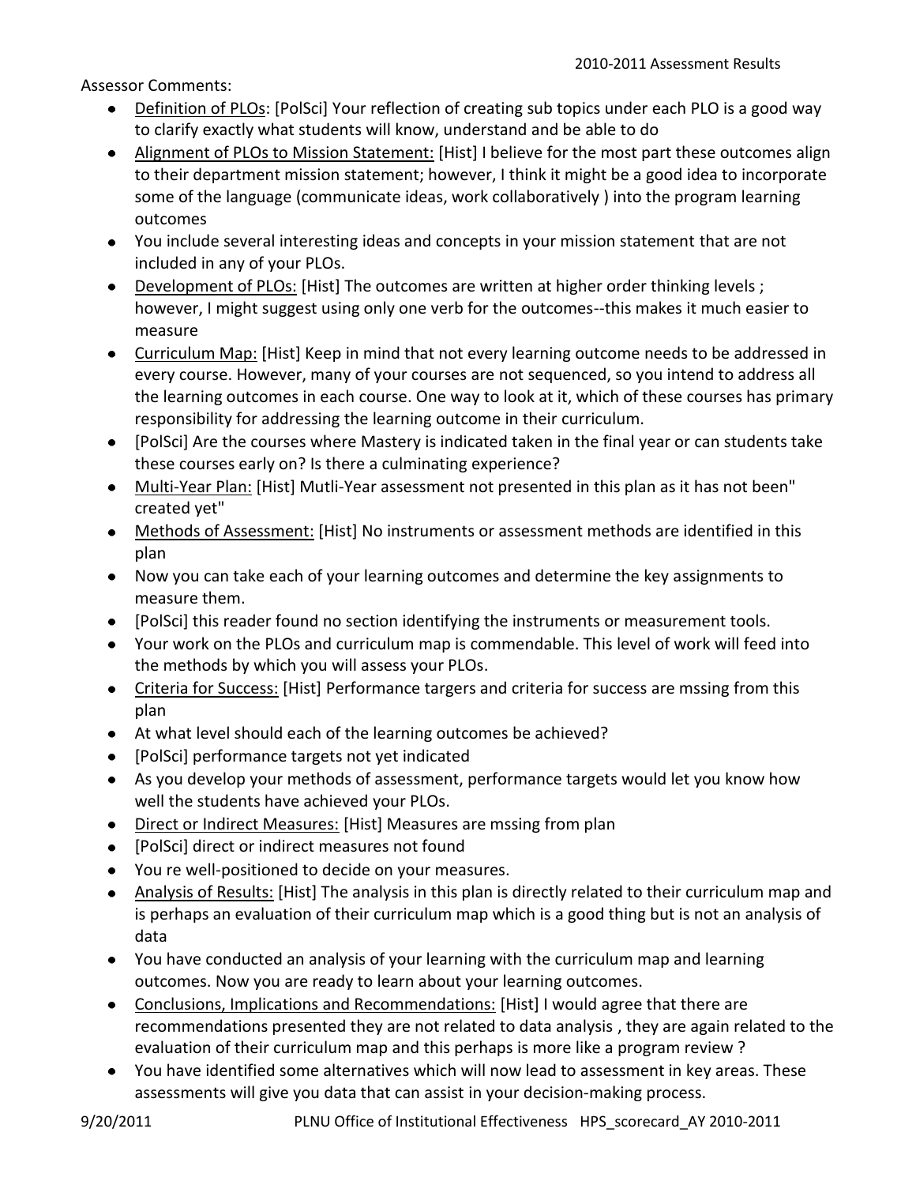Assessor Comments:

- <u>Definition of PLOs</u>: [PolSci] Your reflection of creating sub topics under each PLO is a good way to clarify exactly what students will know, understand and be able to do
- <u>Alignment of PLOs to Mission Statement:</u> [Hist] I believe for the most part these outcomes align to their department mission statement; however, I think it might be a good idea to incorporate some of the language (communicate ideas, work collaboratively ) into the program learning outcomes
- You include several interesting ideas and concepts in your mission statement that are not included in any of your PLOs.
- <u>Development of PLOs:</u> [Hist] The outcomes are written at higher order thinking levels ; however, I might suggest using only one verb for the outcomes--this makes it much easier to measure
- <u>Curriculum Map:</u> [Hist] Keep in mind that not every learning outcome needs to be addressed in every course. However, many of your courses are not sequenced, so you intend to address all the learning outcomes in each course. One way to look at it, which of these courses has primary responsibility for addressing the learning outcome in their curriculum.
- [PolSci] Are the courses where Mastery is indicated taken in the final year or can students take these courses early on? Is there a culminating experience?
- <u>Multi-Year Plan:</u> [Hist] Mutli-Year assessment not presented in this plan as it has not been" created yet"
- <u>Methods of Assessment:</u> [Hist] No instruments or assessment methods are identified in this plan
- Now you can take each of your learning outcomes and determine the key assignments to measure them.
- [PolSci] this reader found no section identifying the instruments or measurement tools.
- Your work on the PLOs and curriculum map is commendable. This level of work will feed into the methods by which you will assess your PLOs.
- <u>Criteria for Success:</u> [Hist] Performance targers and criteria for success are mssing from this plan
- At what level should each of the learning outcomes be achieved?
- [PolSci] performance targets not yet indicated
- As you develop your methods of assessment, performance targets would let you know how well the students have achieved your PLOs.
- <u>Direct or Indirect Measures:</u> [Hist] Measures are mssing from plan
- [PolSci] direct or indirect measures not found
- You re well-positioned to decide on your measures.
- <u>Analysis of Results:</u> [Hist] The analysis in this plan is directly related to their curriculum map and is perhaps an evaluation of their curriculum map which is a good thing but is not an analysis of data
- You have conducted an analysis of your learning with the curriculum map and learning outcomes. Now you are ready to learn about your learning outcomes.
- <u>Conclusions, Implications and Recommendations:</u> [Hist] I would agree that there are recommendations presented they are not related to data analysis , they are again related to the evaluation of their curriculum map and this perhaps is more like a program review ?
- You have identified some alternatives which will now lead to assessment in key areas. These assessments will give you data that can assist in your decision-making process.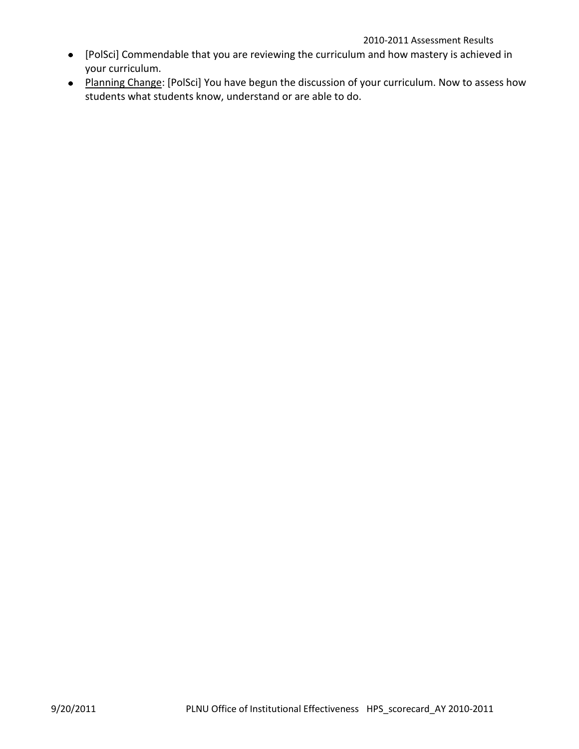- [PolSci] Commendable that you are reviewing the curriculum and how mastery is achieved in your curriculum.
- Planning Change: [PolSci] You have begun the discussion of your curriculum. Now to assess how students what students know, understand or are able to do.